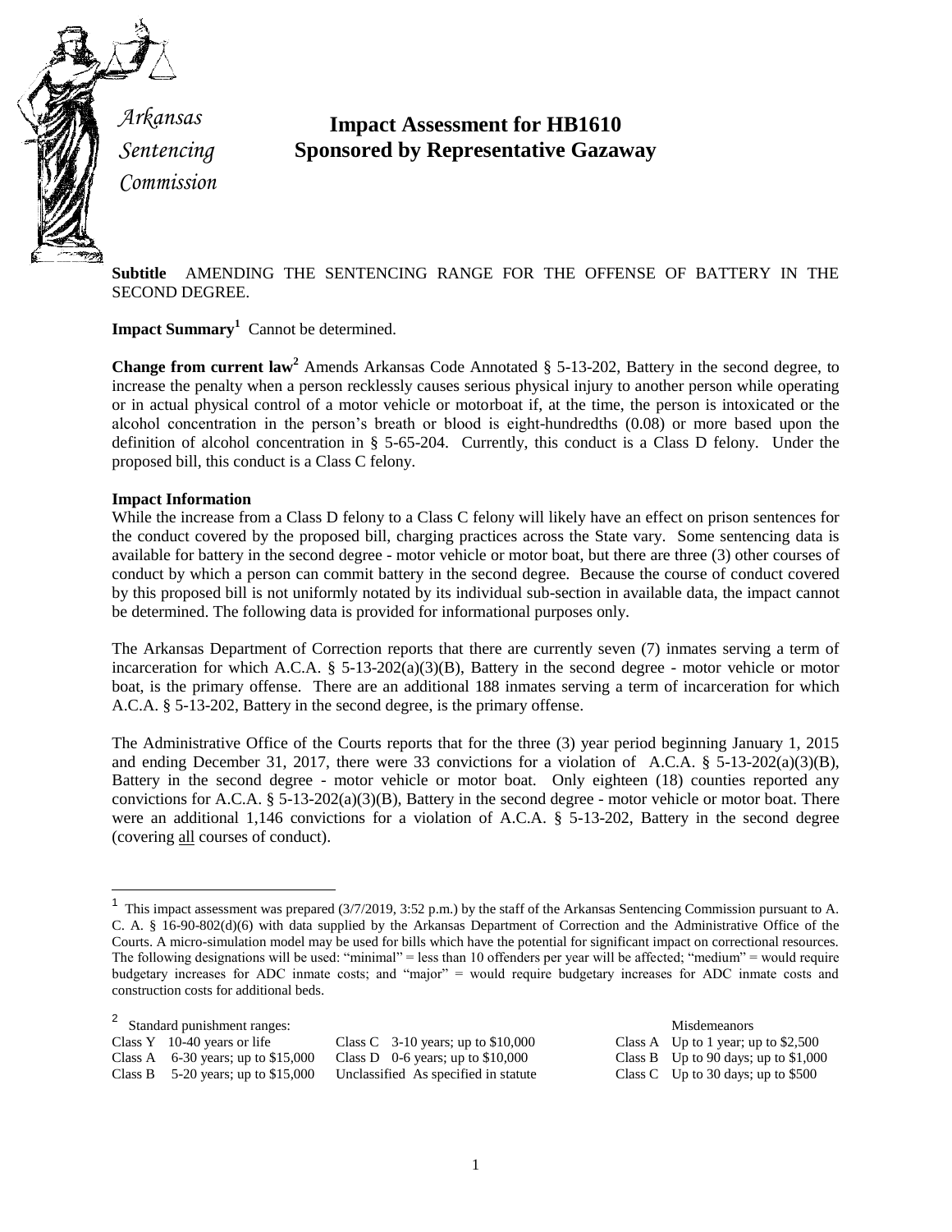*Arkansas Sentencing Commission*

# Impact Assessment for HB1610
## Sponsored by Representative Gazaway

**Subtitle** AMENDING THE SENTENCING RANGE FOR THE OFFENSE OF BATTERY IN THE SECOND DEGREE.

**Impact Summary**[1] Cannot be determined.

**Change from current law**[2] Amends Arkansas Code Annotated § 5-13-202, Battery in the second degree, to increase the penalty when a person recklessly causes serious physical injury to another person while operating or in actual physical control of a motor vehicle or motorboat if, at the time, the person is intoxicated or the alcohol concentration in the person's breath or blood is eight-hundredths (0.08) or more based upon the definition of alcohol concentration in § 5-65-204. Currently, this conduct is a Class D felony. Under the proposed bill, this conduct is a Class C felony.

**Impact Information**

While the increase from a Class D felony to a Class C felony will likely have an effect on prison sentences for the conduct covered by the proposed bill, charging practices across the State vary. Some sentencing data is available for battery in the second degree - motor vehicle or motor boat, but there are three (3) other courses of conduct by which a person can commit battery in the second degree. Because the course of conduct covered by this proposed bill is not uniformly notated by its individual sub-section in available data, the impact cannot be determined. The following data is provided for informational purposes only.

The Arkansas Department of Correction reports that there are currently seven (7) inmates serving a term of incarceration for which A.C.A. § 5-13-202(a)(3)(B), Battery in the second degree - motor vehicle or motor boat, is the primary offense. There are an additional 188 inmates serving a term of incarceration for which A.C.A. § 5-13-202, Battery in the second degree, is the primary offense.

The Administrative Office of the Courts reports that for the three (3) year period beginning January 1, 2015 and ending December 31, 2017, there were 33 convictions for a violation of A.C.A. § 5-13-202(a)(3)(B), Battery in the second degree - motor vehicle or motor boat. Only eighteen (18) counties reported any convictions for A.C.A. § 5-13-202(a)(3)(B), Battery in the second degree - motor vehicle or motor boat. There were an additional 1,146 convictions for a violation of A.C.A. § 5-13-202, Battery in the second degree (covering <u>all</u> courses of conduct).

---

[1] This impact assessment was prepared (3/7/2019, 3:52 p.m.) by the staff of the Arkansas Sentencing Commission pursuant to A. C. A. § 16-90-802(d)(6) with data supplied by the Arkansas Department of Correction and the Administrative Office of the Courts. A micro-simulation model may be used for bills which have the potential for significant impact on correctional resources. The following designations will be used: "minimal" = less than 10 offenders per year will be affected; "medium" = would require budgetary increases for ADC inmate costs; and "major" = would require budgetary increases for ADC inmate costs and construction costs for additional beds.

[2] Standard punishment ranges:

| Felonies | | Misdemeanors |
|---|---|---|
| Class Y 10-40 years or life | Class C 3-10 years; up to $10,000 | Class A Up to 1 year; up to $2,500 |
| Class A 6-30 years; up to $15,000 | Class D 0-6 years; up to $10,000 | Class B Up to 90 days; up to $1,000 |
| Class B 5-20 years; up to $15,000 | Unclassified As specified in statute | Class C Up to 30 days; up to $500 |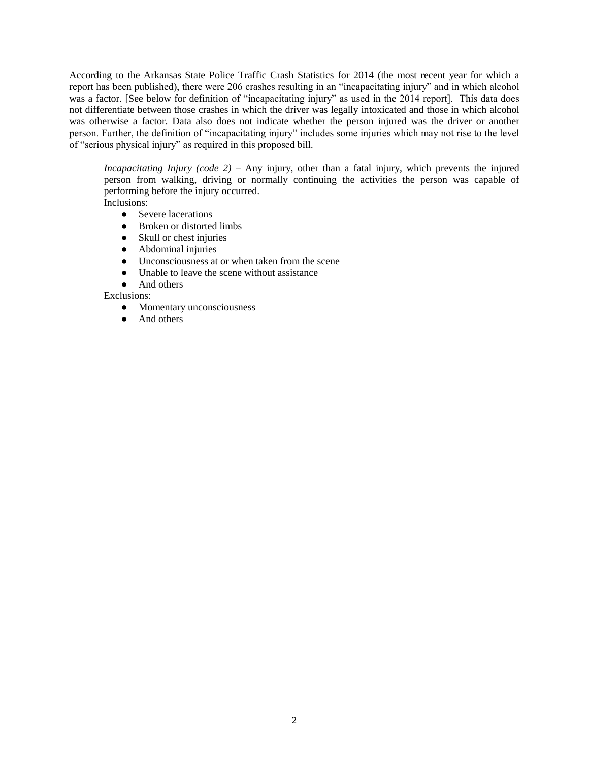According to the Arkansas State Police Traffic Crash Statistics for 2014 (the most recent year for which a report has been published), there were 206 crashes resulting in an "incapacitating injury" and in which alcohol was a factor. [See below for definition of "incapacitating injury" as used in the 2014 report]. This data does not differentiate between those crashes in which the driver was legally intoxicated and those in which alcohol was otherwise a factor. Data also does not indicate whether the person injured was the driver or another person. Further, the definition of "incapacitating injury" includes some injuries which may not rise to the level of "serious physical injury" as required in this proposed bill.

> *Incapacitating Injury (code 2)* – Any injury, other than a fatal injury, which prevents the injured person from walking, driving or normally continuing the activities the person was capable of performing before the injury occurred.
>
> Inclusions:
>
> - Severe lacerations
> - Broken or distorted limbs
> - Skull or chest injuries
> - Abdominal injuries
> - Unconsciousness at or when taken from the scene
> - Unable to leave the scene without assistance
> - And others
>
> Exclusions:
>
> - Momentary unconsciousness
> - And others